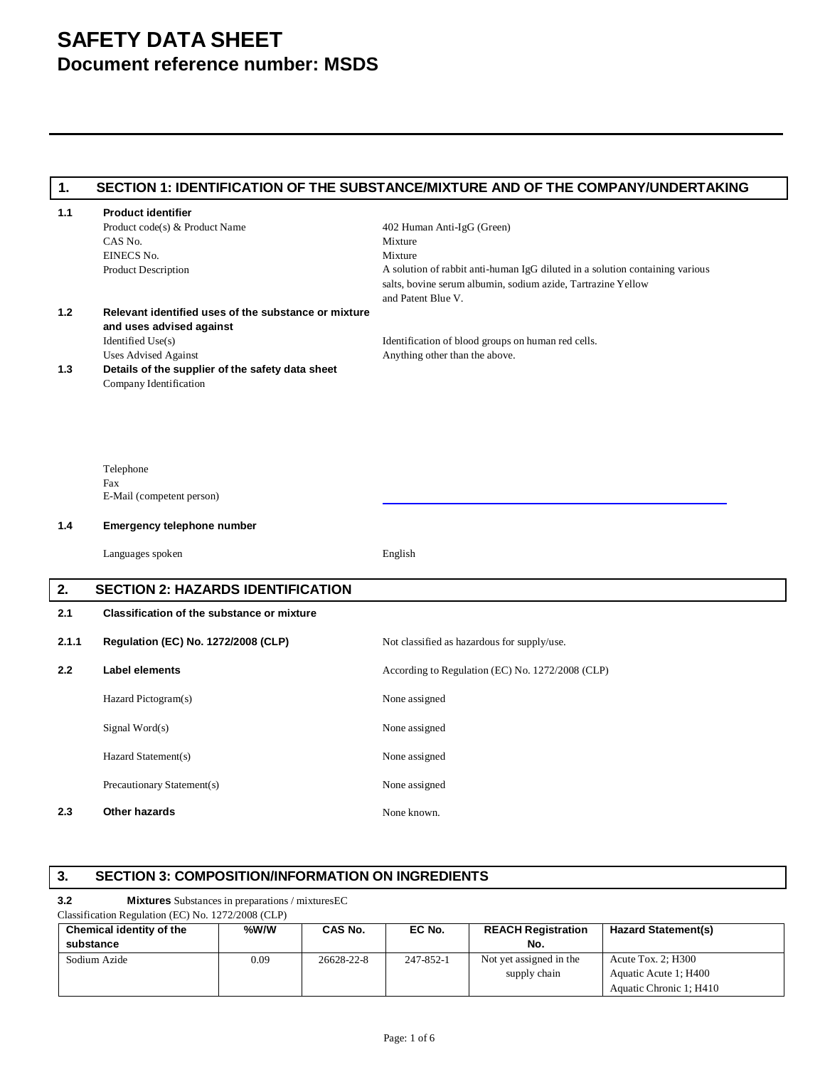# SAFETY DATA SHEET
## Document reference number: MSDS

---

## 1. SECTION 1: IDENTIFICATION OF THE SUBSTANCE/MIXTURE AND OF THE COMPANY/UNDERTAKING

**1.1 Product identifier**

| | |
|---|---|
| Product code(s) & Product Name | 402 Human Anti-IgG (Green) |
| CAS No. | Mixture |
| EINECS No. | Mixture |
| Product Description | A solution of rabbit anti-human IgG diluted in a solution containing various salts, bovine serum albumin, sodium azide, Tartrazine Yellow and Patent Blue V. |

**1.2 Relevant identified uses of the substance or mixture and uses advised against**

| | |
|---|---|
| Identified Use(s) | Identification of blood groups on human red cells. |
| Uses Advised Against | Anything other than the above. |

**1.3 Details of the supplier of the safety data sheet**

Company Identification

Telephone

Fax

E-Mail (competent person)

**1.4 Emergency telephone number**

Languages spoken: English

## 2. SECTION 2: HAZARDS IDENTIFICATION

**2.1 Classification of the substance or mixture**

**2.1.1 Regulation (EC) No. 1272/2008 (CLP)** Not classified as hazardous for supply/use.

**2.2 Label elements** According to Regulation (EC) No. 1272/2008 (CLP)

| | |
|---|---|
| Hazard Pictogram(s) | None assigned |
| Signal Word(s) | None assigned |
| Hazard Statement(s) | None assigned |
| Precautionary Statement(s) | None assigned |

**2.3 Other hazards** None known.

## 3. SECTION 3: COMPOSITION/INFORMATION ON INGREDIENTS

**3.2 Mixtures** Substances in preparations / mixturesEC Classification Regulation (EC) No. 1272/2008 (CLP)

| Chemical identity of the substance | %W/W | CAS No. | EC No. | REACH Registration No. | Hazard Statement(s) |
|---|---|---|---|---|---|
| Sodium Azide | 0.09 | 26628-22-8 | 247-852-1 | Not yet assigned in the supply chain | Acute Tox. 2; H300<br>Aquatic Acute 1; H400<br>Aquatic Chronic 1; H410 |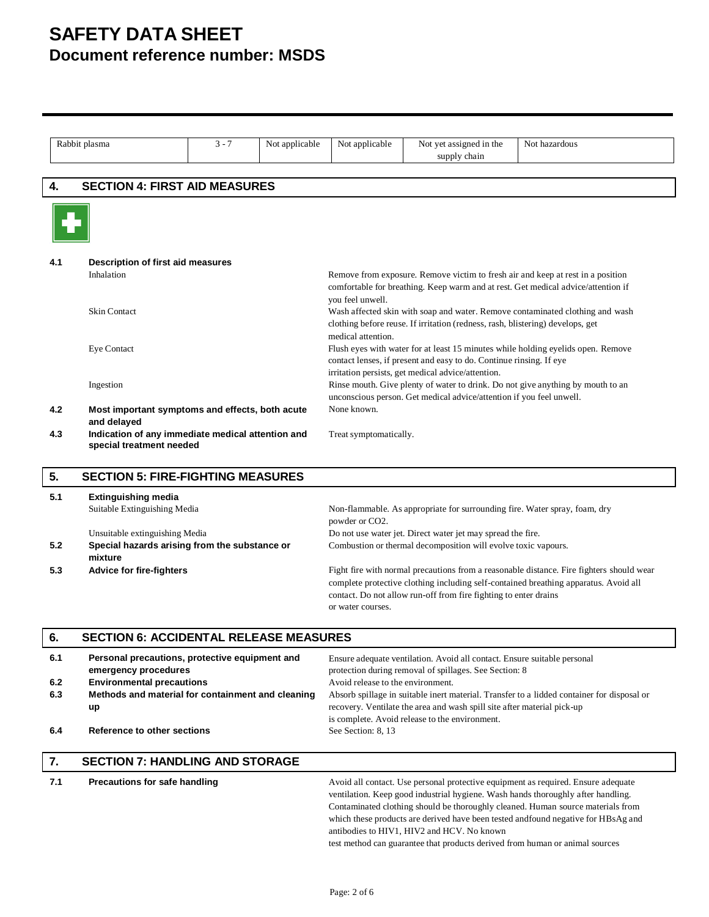# SAFETY DATA SHEET
## Document reference number: MSDS

| Rabbit plasma | 3 - 7 | Not applicable | Not applicable | Not yet assigned in the supply chain | Not hazardous |
|---|---|---|---|---|---|

## 4. SECTION 4: FIRST AID MEASURES

**4.1 Description of first aid measures**

| | |
|---|---|
| Inhalation | Remove from exposure. Remove victim to fresh air and keep at rest in a position comfortable for breathing. Keep warm and at rest. Get medical advice/attention if you feel unwell. |
| Skin Contact | Wash affected skin with soap and water. Remove contaminated clothing and wash clothing before reuse. If irritation (redness, rash, blistering) develops, get medical attention. |
| Eye Contact | Flush eyes with water for at least 15 minutes while holding eyelids open. Remove contact lenses, if present and easy to do. Continue rinsing. If eye irritation persists, get medical advice/attention. |
| Ingestion | Rinse mouth. Give plenty of water to drink. Do not give anything by mouth to an unconscious person. Get medical advice/attention if you feel unwell. |

**4.2 Most important symptoms and effects, both acute and delayed**
None known.

**4.3 Indication of any immediate medical attention and special treatment needed**
Treat symptomatically.

## 5. SECTION 5: FIRE-FIGHTING MEASURES

**5.1 Extinguishing media**

| | |
|---|---|
| Suitable Extinguishing Media | Non-flammable. As appropriate for surrounding fire. Water spray, foam, dry powder or $CO_2$. |
| Unsuitable extinguishing Media | Do not use water jet. Direct water jet may spread the fire. |

**5.2 Special hazards arising from the substance or mixture**
Combustion or thermal decomposition will evolve toxic vapours.

**5.3 Advice for fire-fighters**
Fight fire with normal precautions from a reasonable distance. Fire fighters should wear complete protective clothing including self-contained breathing apparatus. Avoid all contact. Do not allow run-off from fire fighting to enter drains or water courses.

## 6. SECTION 6: ACCIDENTAL RELEASE MEASURES

**6.1 Personal precautions, protective equipment and emergency procedures**
Ensure adequate ventilation. Avoid all contact. Ensure suitable personal protection during removal of spillages. See Section: 8

**6.2 Environmental precautions**
Avoid release to the environment.

**6.3 Methods and material for containment and cleaning up**
Absorb spillage in suitable inert material. Transfer to a lidded container for disposal or recovery. Ventilate the area and wash spill site after material pick-up is complete. Avoid release to the environment.

**6.4 Reference to other sections**
See Section: 8, 13

## 7. SECTION 7: HANDLING AND STORAGE

**7.1 Precautions for safe handling**
Avoid all contact. Use personal protective equipment as required. Ensure adequate ventilation. Keep good industrial hygiene. Wash hands thoroughly after handling. Contaminated clothing should be thoroughly cleaned. Human source materials from which these products are derived have been tested andfound negative for HBsAg and antibodies to HIV1, HIV2 and HCV. No known test method can guarantee that products derived from human or animal sources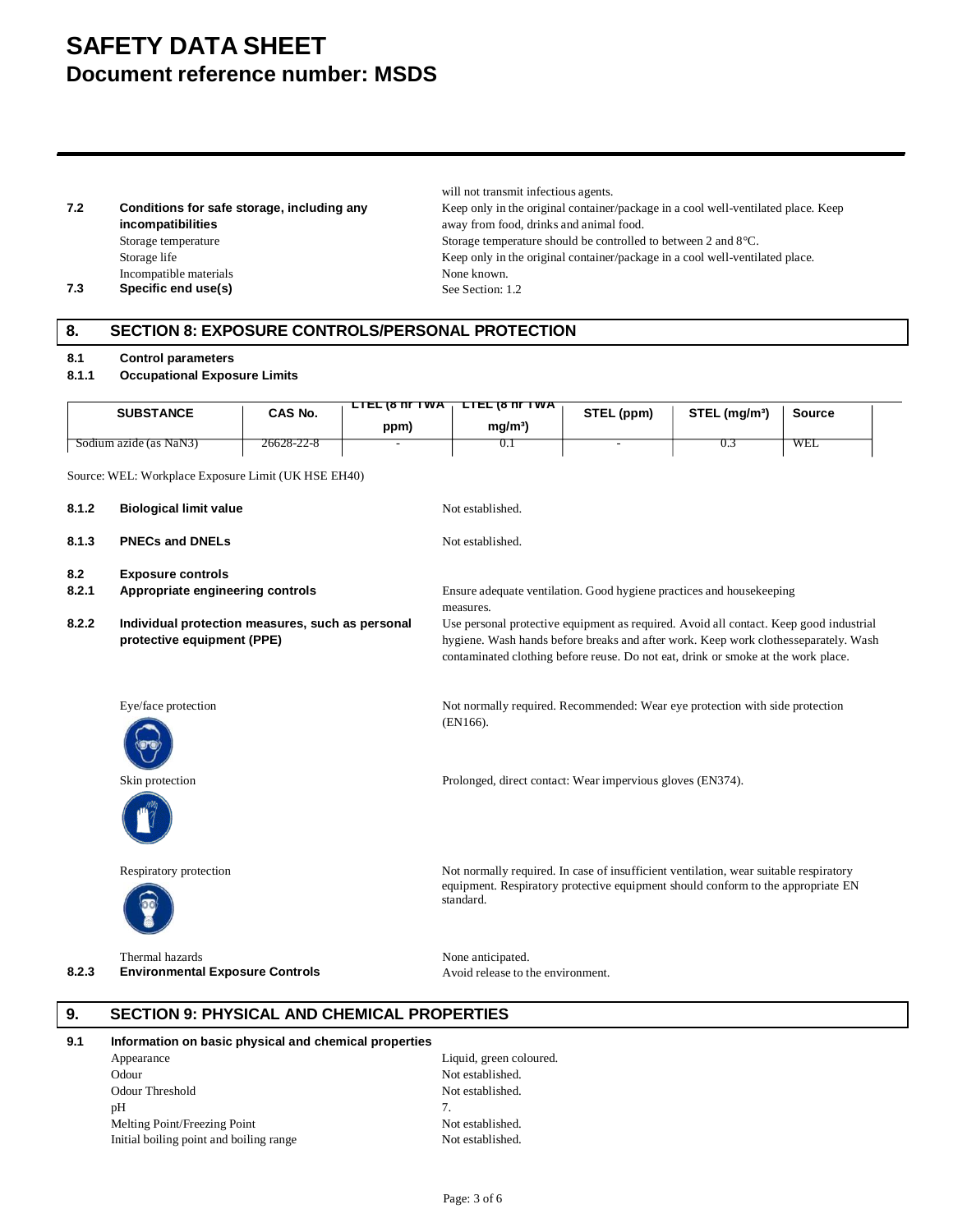will not transmit infectious agents.

**7.2 Conditions for safe storage, including any incompatibilities**

Keep only in the original container/package in a cool well-ventilated place. Keep away from food, drinks and animal food.

Storage temperature: Storage temperature should be controlled to between 2 and 8°C.

Storage life: Keep only in the original container/package in a cool well-ventilated place.

Incompatible materials: None known.

**7.3 Specific end use(s)**: See Section: 1.2

## 8. SECTION 8: EXPOSURE CONTROLS/PERSONAL PROTECTION

**8.1 Control parameters**

**8.1.1 Occupational Exposure Limits**

| SUBSTANCE | CAS No. | LTEL (8 hr TWA ppm) | LTEL (8 hr TWA mg/m³) | STEL (ppm) | STEL (mg/m³) | Source |
|---|---|---|---|---|---|---|
| Sodium azide (as $NaN_3$) | 26628-22-8 | - | 0.1 | - | 0.3 | WEL |

Source: WEL: Workplace Exposure Limit (UK HSE EH40)

**8.1.2 Biological limit value**: Not established.

**8.1.3 PNECs and DNELs**: Not established.

**8.2 Exposure controls**

**8.2.1 Appropriate engineering controls**: Ensure adequate ventilation. Good hygiene practices and housekeeping measures.

**8.2.2 Individual protection measures, such as personal protective equipment (PPE)**: Use personal protective equipment as required. Avoid all contact. Keep good industrial hygiene. Wash hands before breaks and after work. Keep work clothesseparately. Wash contaminated clothing before reuse. Do not eat, drink or smoke at the work place.

Eye/face protection: Not normally required. Recommended: Wear eye protection with side protection (EN166).

Skin protection: Prolonged, direct contact: Wear impervious gloves (EN374).

Respiratory protection: Not normally required. In case of insufficient ventilation, wear suitable respiratory equipment. Respiratory protective equipment should conform to the appropriate EN standard.

Thermal hazards: None anticipated.

**8.2.3 Environmental Exposure Controls**: Avoid release to the environment.

## 9. SECTION 9: PHYSICAL AND CHEMICAL PROPERTIES

**9.1 Information on basic physical and chemical properties**

Appearance: Liquid, green coloured.

Odour: Not established.

Odour Threshold: Not established.

pH: 7.

Melting Point/Freezing Point: Not established.

Initial boiling point and boiling range: Not established.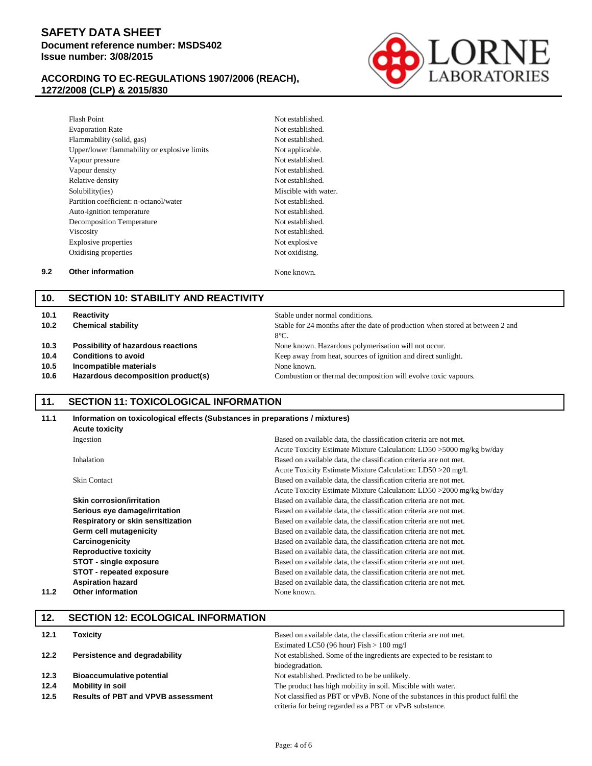| | |
|---|---|
| Flash Point | Not established. |
| Evaporation Rate | Not established. |
| Flammability (solid, gas) | Not established. |
| Upper/lower flammability or explosive limits | Not applicable. |
| Vapour pressure | Not established. |
| Vapour density | Not established. |
| Relative density | Not established. |
| Solubility(ies) | Miscible with water. |
| Partition coefficient: n-octanol/water | Not established. |
| Auto-ignition temperature | Not established. |
| Decomposition Temperature | Not established. |
| Viscosity | Not established. |
| Explosive properties | Not explosive |
| Oxidising properties | Not oxidising. |

**9.2 Other information** None known.

## 10. SECTION 10: STABILITY AND REACTIVITY

| | | |
|---|---|---|
| **10.1** | **Reactivity** | Stable under normal conditions. |
| **10.2** | **Chemical stability** | Stable for 24 months after the date of production when stored at between 2 and 8°C. |
| **10.3** | **Possibility of hazardous reactions** | None known. Hazardous polymerisation will not occur. |
| **10.4** | **Conditions to avoid** | Keep away from heat, sources of ignition and direct sunlight. |
| **10.5** | **Incompatible materials** | None known. |
| **10.6** | **Hazardous decomposition product(s)** | Combustion or thermal decomposition will evolve toxic vapours. |

## 11. SECTION 11: TOXICOLOGICAL INFORMATION

**11.1 Information on toxicological effects (Substances in preparations / mixtures)**

**Acute toxicity**

| | |
|---|---|
| Ingestion | Based on available data, the classification criteria are not met. Acute Toxicity Estimate Mixture Calculation: LD50 >5000 mg/kg bw/day |
| Inhalation | Based on available data, the classification criteria are not met. Acute Toxicity Estimate Mixture Calculation: LD50 >20 mg/l. |
| Skin Contact | Based on available data, the classification criteria are not met. Acute Toxicity Estimate Mixture Calculation: LD50 >2000 mg/kg bw/day |
| **Skin corrosion/irritation** | Based on available data, the classification criteria are not met. |
| **Serious eye damage/irritation** | Based on available data, the classification criteria are not met. |
| **Respiratory or skin sensitization** | Based on available data, the classification criteria are not met. |
| **Germ cell mutagenicity** | Based on available data, the classification criteria are not met. |
| **Carcinogenicity** | Based on available data, the classification criteria are not met. |
| **Reproductive toxicity** | Based on available data, the classification criteria are not met. |
| **STOT - single exposure** | Based on available data, the classification criteria are not met. |
| **STOT - repeated exposure** | Based on available data, the classification criteria are not met. |
| **Aspiration hazard** | Based on available data, the classification criteria are not met. |

**11.2 Other information** None known.

## 12. SECTION 12: ECOLOGICAL INFORMATION

| | | |
|---|---|---|
| **12.1** | **Toxicity** | Based on available data, the classification criteria are not met. Estimated LC50 (96 hour) Fish > 100 mg/l |
| **12.2** | **Persistence and degradability** | Not established. Some of the ingredients are expected to be resistant to biodegradation. |
| **12.3** | **Bioaccumulative potential** | Not established. Predicted to be be unlikely. |
| **12.4** | **Mobility in soil** | The product has high mobility in soil. Miscible with water. |
| **12.5** | **Results of PBT and VPVB assessment** | Not classified as PBT or vPvB. None of the substances in this product fulfil the criteria for being regarded as a PBT or vPvB substance. |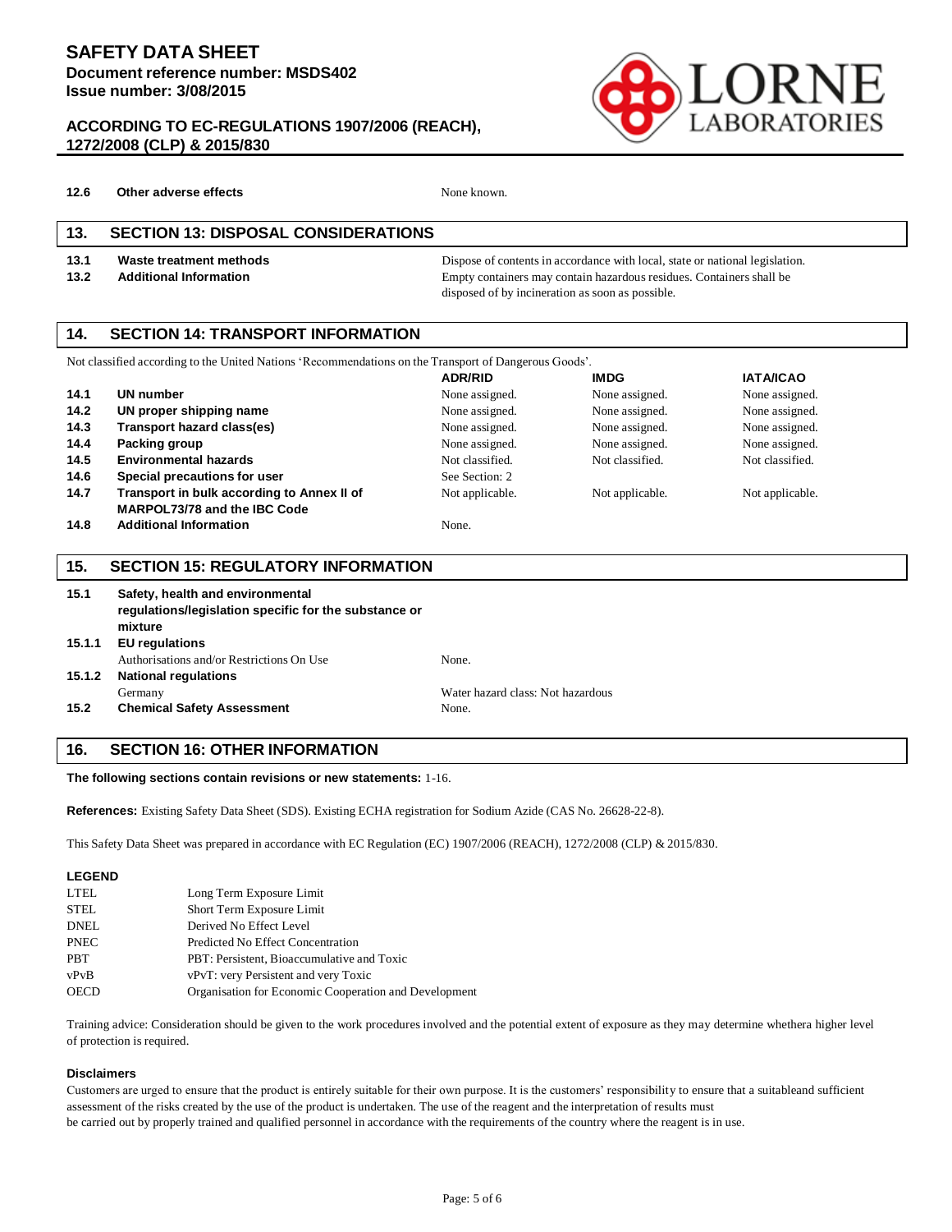| | | |
|---|---|---|
| **12.6** | **Other adverse effects** | None known. |

## 13. SECTION 13: DISPOSAL CONSIDERATIONS

| | | |
|---|---|---|
| **13.1** | **Waste treatment methods** | Dispose of contents in accordance with local, state or national legislation. |
| **13.2** | **Additional Information** | Empty containers may contain hazardous residues. Containers shall be disposed of by incineration as soon as possible. |

## 14. SECTION 14: TRANSPORT INFORMATION

Not classified according to the United Nations 'Recommendations on the Transport of Dangerous Goods'.

| | | ADR/RID | IMDG | IATA/ICAO |
|---|---|---|---|---|
| **14.1** | **UN number** | None assigned. | None assigned. | None assigned. |
| **14.2** | **UN proper shipping name** | None assigned. | None assigned. | None assigned. |
| **14.3** | **Transport hazard class(es)** | None assigned. | None assigned. | None assigned. |
| **14.4** | **Packing group** | None assigned. | None assigned. | None assigned. |
| **14.5** | **Environmental hazards** | Not classified. | Not classified. | Not classified. |
| **14.6** | **Special precautions for user** | See Section: 2 | | |
| **14.7** | **Transport in bulk according to Annex II of MARPOL73/78 and the IBC Code** | Not applicable. | Not applicable. | Not applicable. |
| **14.8** | **Additional Information** | None. | | |

## 15. SECTION 15: REGULATORY INFORMATION

| | | |
|---|---|---|
| **15.1** | **Safety, health and environmental regulations/legislation specific for the substance or mixture** | |
| **15.1.1** | **EU regulations** | |
| | Authorisations and/or Restrictions On Use | None. |
| **15.1.2** | **National regulations** | |
| | Germany | Water hazard class: Not hazardous |
| **15.2** | **Chemical Safety Assessment** | None. |

## 16. SECTION 16: OTHER INFORMATION

**The following sections contain revisions or new statements:** 1-16.

**References:** Existing Safety Data Sheet (SDS). Existing ECHA registration for Sodium Azide (CAS No. 26628-22-8).

This Safety Data Sheet was prepared in accordance with EC Regulation (EC) 1907/2006 (REACH), 1272/2008 (CLP) & 2015/830.

**LEGEND**

| | |
|---|---|
| LTEL | Long Term Exposure Limit |
| STEL | Short Term Exposure Limit |
| DNEL | Derived No Effect Level |
| PNEC | Predicted No Effect Concentration |
| PBT | PBT: Persistent, Bioaccumulative and Toxic |
| vPvB | vPvT: very Persistent and very Toxic |
| OECD | Organisation for Economic Cooperation and Development |

Training advice: Consideration should be given to the work procedures involved and the potential extent of exposure as they may determine whethera higher level of protection is required.

**Disclaimers**

Customers are urged to ensure that the product is entirely suitable for their own purpose. It is the customers' responsibility to ensure that a suitableand sufficient assessment of the risks created by the use of the product is undertaken. The use of the reagent and the interpretation of results must be carried out by properly trained and qualified personnel in accordance with the requirements of the country where the reagent is in use.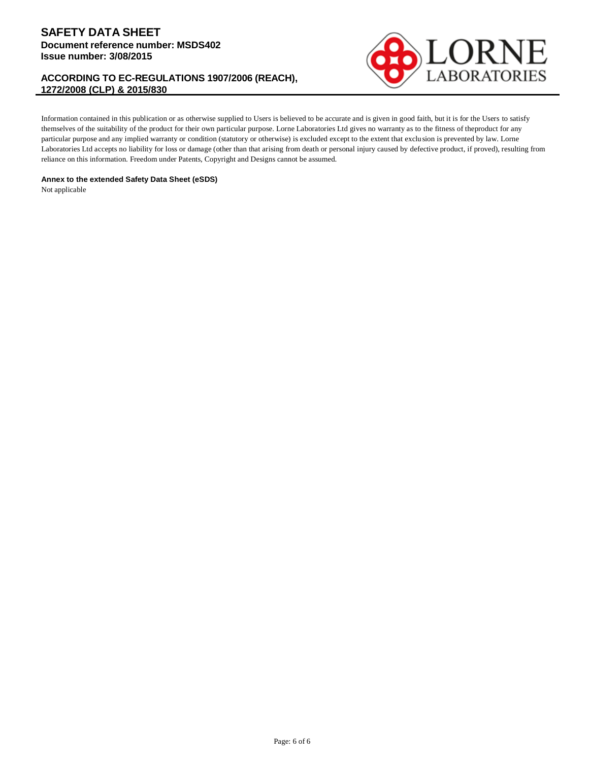Information contained in this publication or as otherwise supplied to Users is believed to be accurate and is given in good faith, but it is for the Users to satisfy themselves of the suitability of the product for their own particular purpose. Lorne Laboratories Ltd gives no warranty as to the fitness of theproduct for any particular purpose and any implied warranty or condition (statutory or otherwise) is excluded except to the extent that exclusion is prevented by law. Lorne Laboratories Ltd accepts no liability for loss or damage (other than that arising from death or personal injury caused by defective product, if proved), resulting from reliance on this information. Freedom under Patents, Copyright and Designs cannot be assumed.

**Annex to the extended Safety Data Sheet (eSDS)**

Not applicable